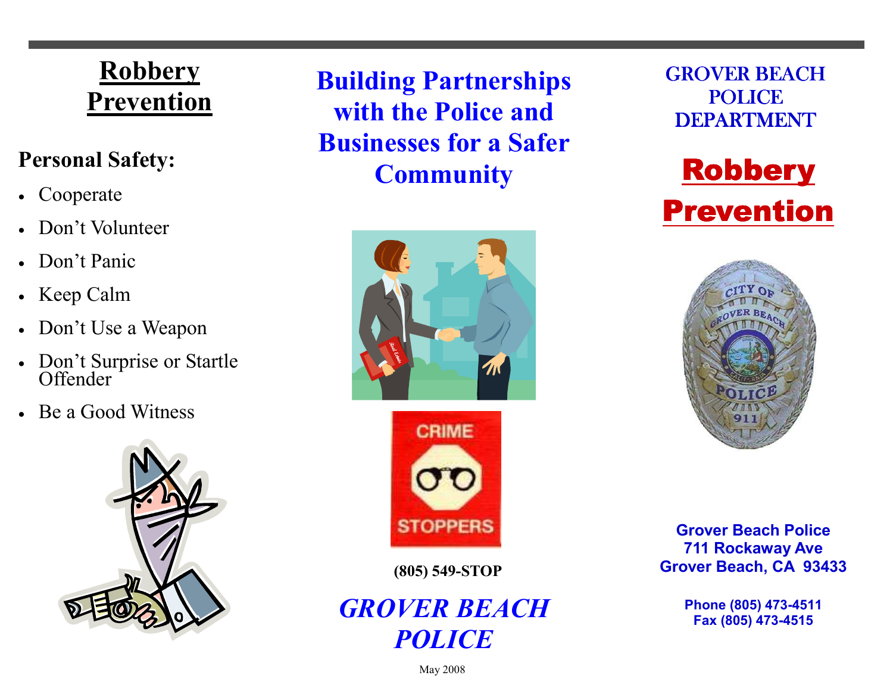# Robbery Prevention

## Personal Safety:

- Cooperate
- Don't Volunteer
- Don't Panic
- Keep Calm
- Don't Use a Weapon
- Don't Surprise or Startle Offender
- Be a Good Witness

## Building Partnerships with the Police and Businesses for a Safer Community

CRIME STOPPERS

**(805) 549-STOP**

***GROVER BEACH POLICE***

May 2008

## GROVER BEACH POLICE DEPARTMENT

# Robbery Prevention

**Grover Beach Police**
**711 Rockaway Ave**
**Grover Beach, CA 93433**

**Phone (805) 473-4511**
**Fax (805) 473-4515**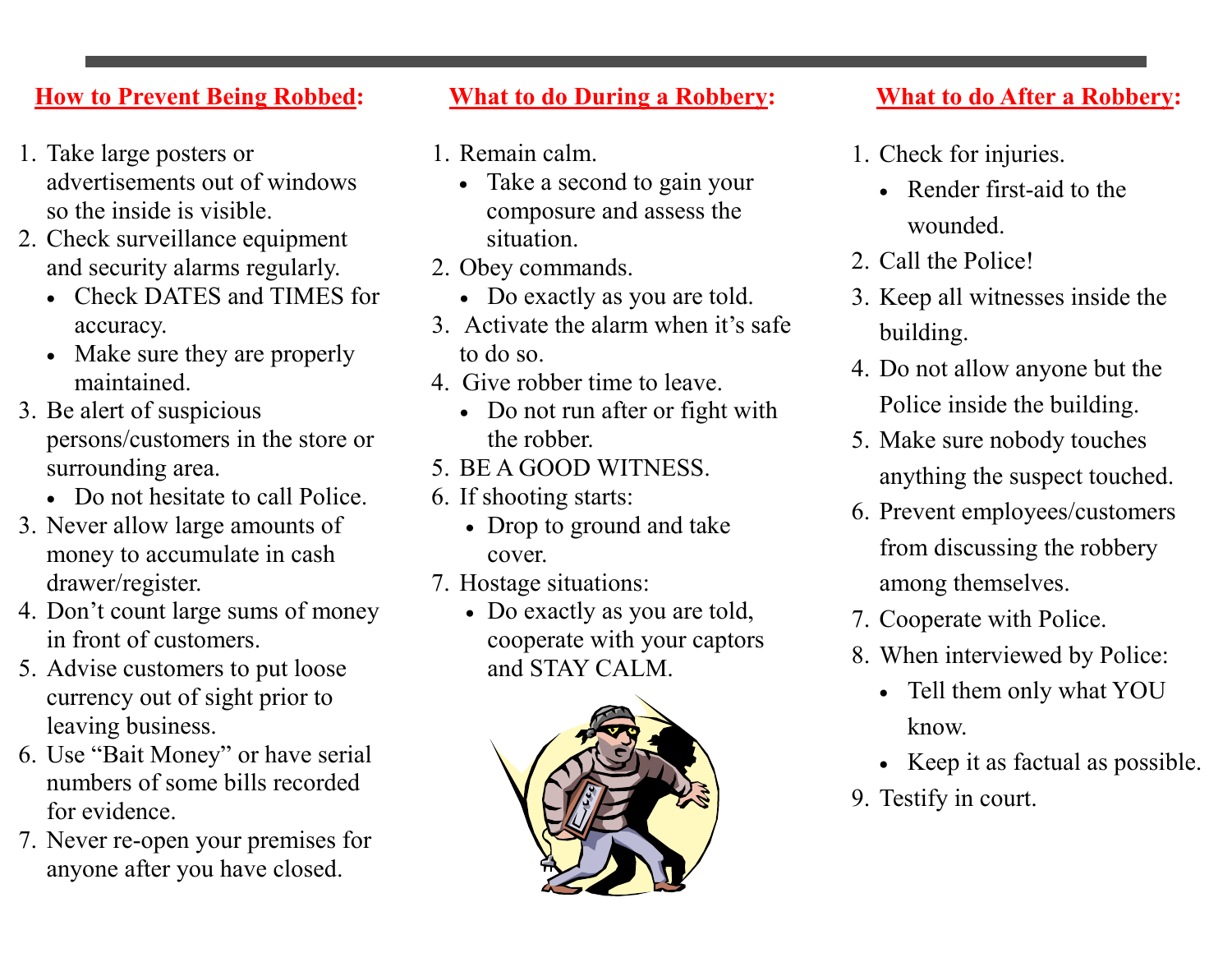## How to Prevent Being Robbed:

1. Take large posters or advertisements out of windows so the inside is visible.
2. Check surveillance equipment and security alarms regularly.
   - Check DATES and TIMES for accuracy.
   - Make sure they are properly maintained.
3. Be alert of suspicious persons/customers in the store or surrounding area.
   - Do not hesitate to call Police.
3. Never allow large amounts of money to accumulate in cash drawer/register.
4. Don't count large sums of money in front of customers.
5. Advise customers to put loose currency out of sight prior to leaving business.
6. Use "Bait Money" or have serial numbers of some bills recorded for evidence.
7. Never re-open your premises for anyone after you have closed.

## What to do During a Robbery:

1. Remain calm.
   - Take a second to gain your composure and assess the situation.
2. Obey commands.
   - Do exactly as you are told.
3. Activate the alarm when it's safe to do so.
4. Give robber time to leave.
   - Do not run after or fight with the robber.
5. BE A GOOD WITNESS.
6. If shooting starts:
   - Drop to ground and take cover.
7. Hostage situations:
   - Do exactly as you are told, cooperate with your captors and STAY CALM.

## What to do After a Robbery:

1. Check for injuries.
   - Render first-aid to the wounded.
2. Call the Police!
3. Keep all witnesses inside the building.
4. Do not allow anyone but the Police inside the building.
5. Make sure nobody touches anything the suspect touched.
6. Prevent employees/customers from discussing the robbery among themselves.
7. Cooperate with Police.
8. When interviewed by Police:
   - Tell them only what YOU know.
   - Keep it as factual as possible.
9. Testify in court.